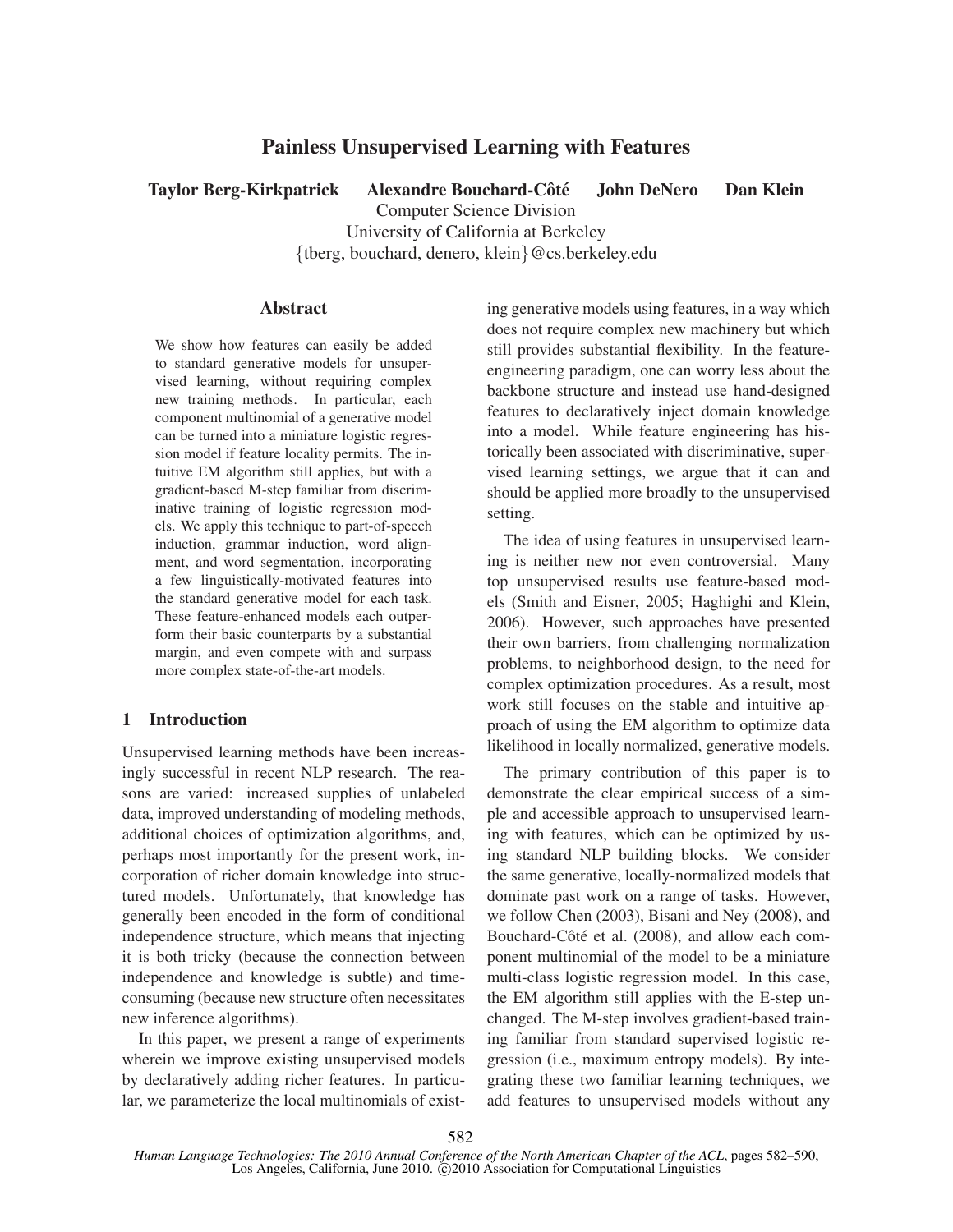# Painless Unsupervised Learning with Features

**Taylor Berg-Kirkpatrick Alexandre Bouchard-Côté John DeNero Dan Klein**

Computer Science Division
University of California at Berkeley
{tberg, bouchard, denero, klein}@cs.berkeley.edu

## Abstract

We show how features can easily be added to standard generative models for unsupervised learning, without requiring complex new training methods. In particular, each component multinomial of a generative model can be turned into a miniature logistic regression model if feature locality permits. The intuitive EM algorithm still applies, but with a gradient-based M-step familiar from discriminative training of logistic regression models. We apply this technique to part-of-speech induction, grammar induction, word alignment, and word segmentation, incorporating a few linguistically-motivated features into the standard generative model for each task. These feature-enhanced models each outperform their basic counterparts by a substantial margin, and even compete with and surpass more complex state-of-the-art models.

## 1 Introduction

Unsupervised learning methods have been increasingly successful in recent NLP research. The reasons are varied: increased supplies of unlabeled data, improved understanding of modeling methods, additional choices of optimization algorithms, and, perhaps most importantly for the present work, incorporation of richer domain knowledge into structured models. Unfortunately, that knowledge has generally been encoded in the form of conditional independence structure, which means that injecting it is both tricky (because the connection between independence and knowledge is subtle) and time-consuming (because new structure often necessitates new inference algorithms).

In this paper, we present a range of experiments wherein we improve existing unsupervised models by declaratively adding richer features. In particular, we parameterize the local multinomials of existing generative models using features, in a way which does not require complex new machinery but which still provides substantial flexibility. In the feature-engineering paradigm, one can worry less about the backbone structure and instead use hand-designed features to declaratively inject domain knowledge into a model. While feature engineering has historically been associated with discriminative, supervised learning settings, we argue that it can and should be applied more broadly to the unsupervised setting.

The idea of using features in unsupervised learning is neither new nor even controversial. Many top unsupervised results use feature-based models (Smith and Eisner, 2005; Haghighi and Klein, 2006). However, such approaches have presented their own barriers, from challenging normalization problems, to neighborhood design, to the need for complex optimization procedures. As a result, most work still focuses on the stable and intuitive approach of using the EM algorithm to optimize data likelihood in locally normalized, generative models.

The primary contribution of this paper is to demonstrate the clear empirical success of a simple and accessible approach to unsupervised learning with features, which can be optimized by using standard NLP building blocks. We consider the same generative, locally-normalized models that dominate past work on a range of tasks. However, we follow Chen (2003), Bisani and Ney (2008), and Bouchard-Côté et al. (2008), and allow each component multinomial of the model to be a miniature multi-class logistic regression model. In this case, the EM algorithm still applies with the E-step unchanged. The M-step involves gradient-based training familiar from standard supervised logistic regression (i.e., maximum entropy models). By integrating these two familiar learning techniques, we add features to unsupervised models without any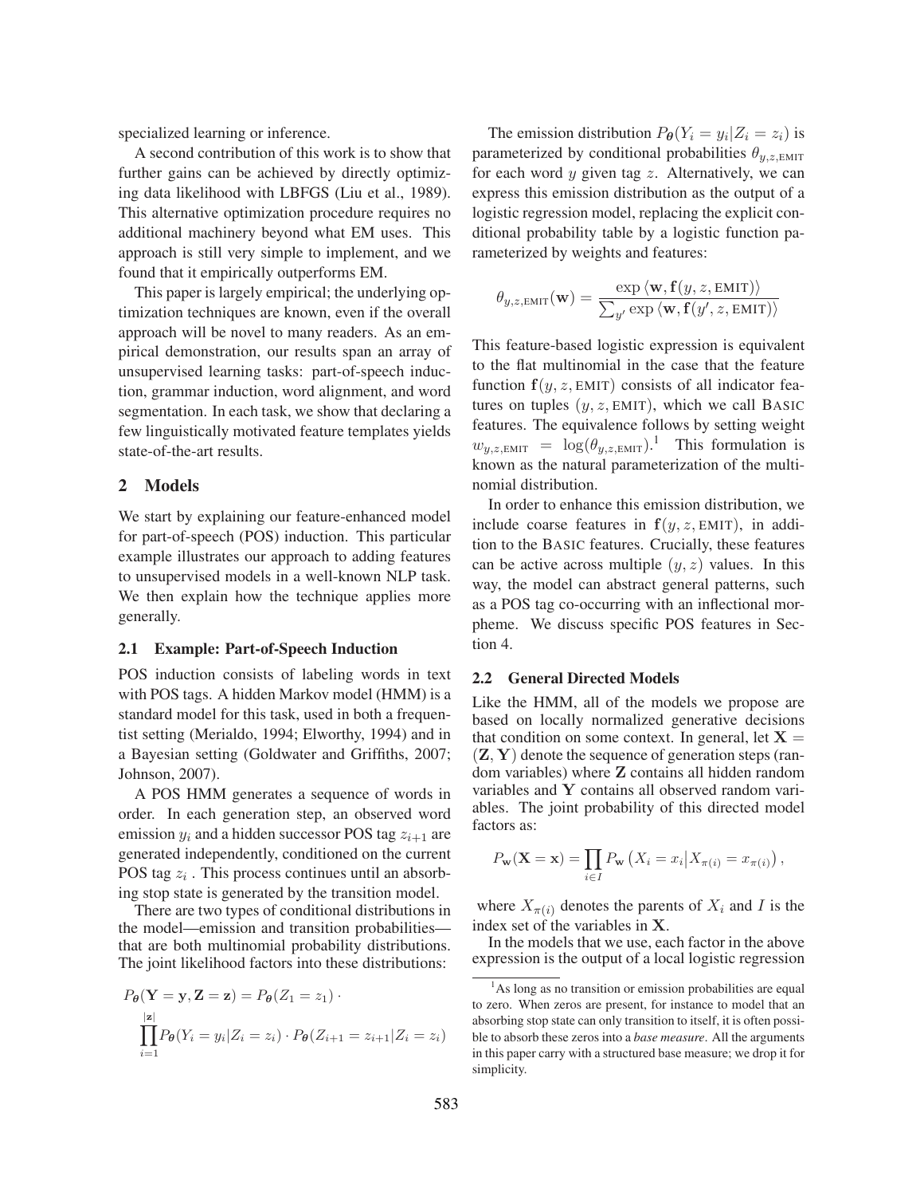specialized learning or inference.

A second contribution of this work is to show that further gains can be achieved by directly optimizing data likelihood with LBFGS (Liu et al., 1989). This alternative optimization procedure requires no additional machinery beyond what EM uses. This approach is still very simple to implement, and we found that it empirically outperforms EM.

This paper is largely empirical; the underlying optimization techniques are known, even if the overall approach will be novel to many readers. As an empirical demonstration, our results span an array of unsupervised learning tasks: part-of-speech induction, grammar induction, word alignment, and word segmentation. In each task, we show that declaring a few linguistically motivated feature templates yields state-of-the-art results.

## 2 Models

We start by explaining our feature-enhanced model for part-of-speech (POS) induction. This particular example illustrates our approach to adding features to unsupervised models in a well-known NLP task. We then explain how the technique applies more generally.

### 2.1 Example: Part-of-Speech Induction

POS induction consists of labeling words in text with POS tags. A hidden Markov model (HMM) is a standard model for this task, used in both a frequentist setting (Merialdo, 1994; Elworthy, 1994) and in a Bayesian setting (Goldwater and Griffiths, 2007; Johnson, 2007).

A POS HMM generates a sequence of words in order. In each generation step, an observed word emission $y_i$ and a hidden successor POS tag $z_{i+1}$ are generated independently, conditioned on the current POS tag $z_i$ . This process continues until an absorbing stop state is generated by the transition model.

There are two types of conditional distributions in the model—emission and transition probabilities—that are both multinomial probability distributions. The joint likelihood factors into these distributions:

$$P_{\boldsymbol{\theta}}(\mathbf{Y} = \mathbf{y}, \mathbf{Z} = \mathbf{z}) = P_{\boldsymbol{\theta}}(Z_1 = z_1) \cdot \prod_{i=1}^{|\mathbf{z}|} P_{\boldsymbol{\theta}}(Y_i = y_i | Z_i = z_i) \cdot P_{\boldsymbol{\theta}}(Z_{i+1} = z_{i+1} | Z_i = z_i)$$

The emission distribution $P_{\boldsymbol{\theta}}(Y_i = y_i | Z_i = z_i)$ is parameterized by conditional probabilities $\theta_{y,z,\text{EMIT}}$ for each word $y$ given tag $z$. Alternatively, we can express this emission distribution as the output of a logistic regression model, replacing the explicit conditional probability table by a logistic function parameterized by weights and features:

$$\theta_{y,z,\text{EMIT}}(\mathbf{w}) = \frac{\exp \langle \mathbf{w}, \mathbf{f}(y, z, \text{EMIT}) \rangle}{\sum_{y'} \exp \langle \mathbf{w}, \mathbf{f}(y', z, \text{EMIT}) \rangle}$$

This feature-based logistic expression is equivalent to the flat multinomial in the case that the feature function $\mathbf{f}(y, z, \text{EMIT})$ consists of all indicator features on tuples $(y, z, \text{EMIT})$, which we call BASIC features. The equivalence follows by setting weight $w_{y,z,\text{EMIT}} = \log(\theta_{y,z,\text{EMIT}})$.[1] This formulation is known as the natural parameterization of the multinomial distribution.

In order to enhance this emission distribution, we include coarse features in $\mathbf{f}(y, z, \text{EMIT})$, in addition to the BASIC features. Crucially, these features can be active across multiple $(y, z)$ values. In this way, the model can abstract general patterns, such as a POS tag co-occurring with an inflectional morpheme. We discuss specific POS features in Section 4.

### 2.2 General Directed Models

Like the HMM, all of the models we propose are based on locally normalized generative decisions that condition on some context. In general, let $\mathbf{X} = (\mathbf{Z}, \mathbf{Y})$ denote the sequence of generation steps (random variables) where $\mathbf{Z}$ contains all hidden random variables and $\mathbf{Y}$ contains all observed random variables. The joint probability of this directed model factors as:

$$P_{\mathbf{w}}(\mathbf{X} = \mathbf{x}) = \prod_{i \in I} P_{\mathbf{w}} \left( X_i = x_i \middle| X_{\pi(i)} = x_{\pi(i)} \right),$$

where $X_{\pi(i)}$ denotes the parents of $X_i$ and $I$ is the index set of the variables in $\mathbf{X}$.

In the models that we use, each factor in the above expression is the output of a local logistic regression

[1] As long as no transition or emission probabilities are equal to zero. When zeros are present, for instance to model that an absorbing stop state can only transition to itself, it is often possible to absorb these zeros into a *base measure*. All the arguments in this paper carry with a structured base measure; we drop it for simplicity.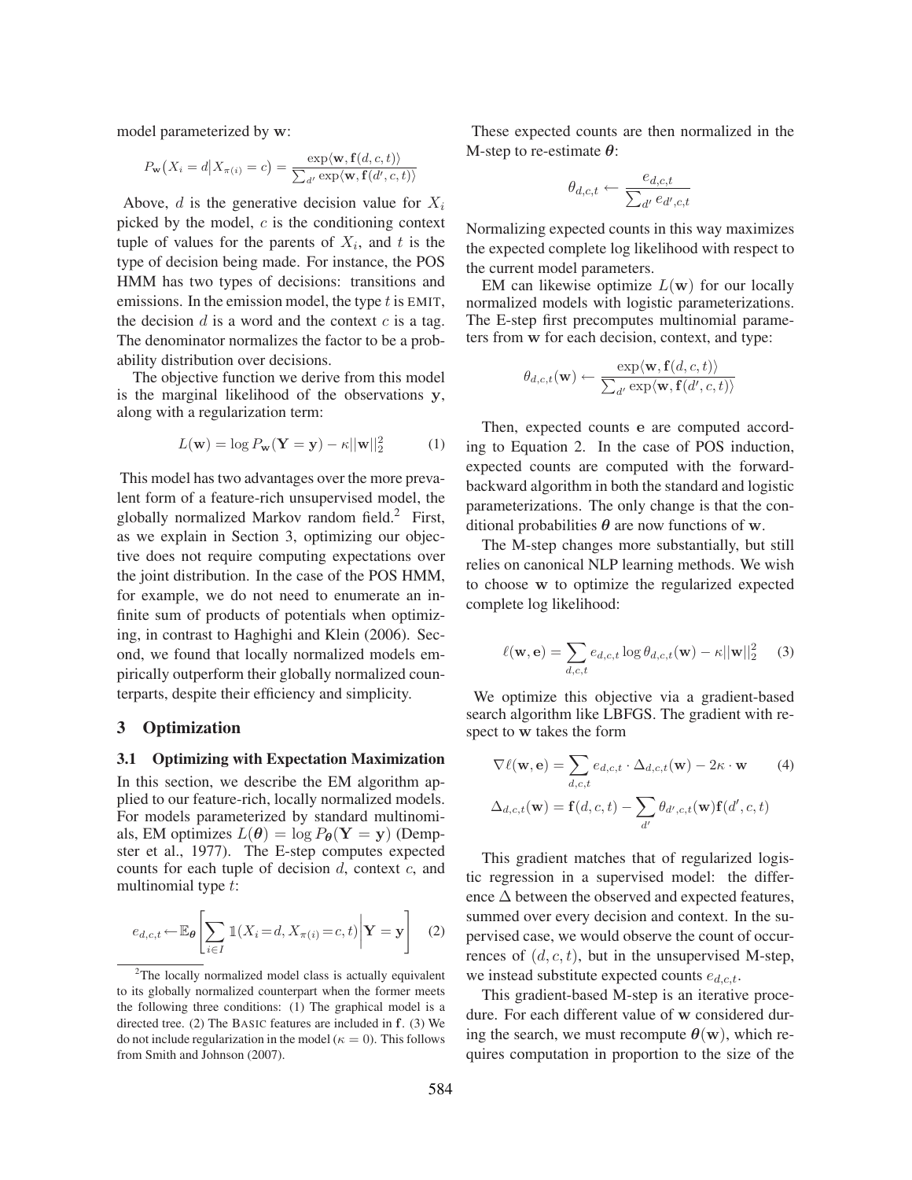model parameterized by $\mathbf{w}$:

$$P_{\mathbf{w}}(X_i = d | X_{\pi(i)} = c) = \frac{\exp\langle \mathbf{w}, \mathbf{f}(d, c, t) \rangle}{\sum_{d'} \exp\langle \mathbf{w}, \mathbf{f}(d', c, t) \rangle}$$

Above, $d$ is the generative decision value for $X_i$ picked by the model, $c$ is the conditioning context tuple of values for the parents of $X_i$, and $t$ is the type of decision being made. For instance, the POS HMM has two types of decisions: transitions and emissions. In the emission model, the type $t$ is EMIT, the decision $d$ is a word and the context $c$ is a tag. The denominator normalizes the factor to be a probability distribution over decisions.

The objective function we derive from this model is the marginal likelihood of the observations $\mathbf{y}$, along with a regularization term:

$$L(\mathbf{w}) = \log P_{\mathbf{w}}(\mathbf{Y} = \mathbf{y}) - \kappa ||\mathbf{w}||_2^2 \quad (1)$$

This model has two advantages over the more prevalent form of a feature-rich unsupervised model, the globally normalized Markov random field.[2] First, as we explain in Section 3, optimizing our objective does not require computing expectations over the joint distribution. In the case of the POS HMM, for example, we do not need to enumerate an infinite sum of products of potentials when optimizing, in contrast to Haghighi and Klein (2006). Second, we found that locally normalized models empirically outperform their globally normalized counterparts, despite their efficiency and simplicity.

[2] The locally normalized model class is actually equivalent to its globally normalized counterpart when the former meets the following three conditions: (1) The graphical model is a directed tree. (2) The BASIC features are included in $\mathbf{f}$. (3) We do not include regularization in the model ($\kappa = 0$). This follows from Smith and Johnson (2007).

## 3 Optimization

### 3.1 Optimizing with Expectation Maximization

In this section, we describe the EM algorithm applied to our feature-rich, locally normalized models. For models parameterized by standard multinomials, EM optimizes $L(\boldsymbol{\theta}) = \log P_{\boldsymbol{\theta}}(\mathbf{Y} = \mathbf{y})$ (Dempster et al., 1977). The E-step computes expected counts for each tuple of decision $d$, context $c$, and multinomial type $t$:

$$e_{d,c,t} \leftarrow \mathbb{E}_{\boldsymbol{\theta}} \left[ \sum_{i \in I} \mathbb{1}(X_i = d, X_{\pi(i)} = c, t) \middle| \mathbf{Y} = \mathbf{y} \right] \quad (2)$$

These expected counts are then normalized in the M-step to re-estimate $\boldsymbol{\theta}$:

$$\theta_{d,c,t} \leftarrow \frac{e_{d,c,t}}{\sum_{d'} e_{d',c,t}}$$

Normalizing expected counts in this way maximizes the expected complete log likelihood with respect to the current model parameters.

EM can likewise optimize $L(\mathbf{w})$ for our locally normalized models with logistic parameterizations. The E-step first precomputes multinomial parameters from $\mathbf{w}$ for each decision, context, and type:

$$\theta_{d,c,t}(\mathbf{w}) \leftarrow \frac{\exp\langle \mathbf{w}, \mathbf{f}(d, c, t) \rangle}{\sum_{d'} \exp\langle \mathbf{w}, \mathbf{f}(d', c, t) \rangle}$$

Then, expected counts $\mathbf{e}$ are computed according to Equation 2. In the case of POS induction, expected counts are computed with the forward-backward algorithm in both the standard and logistic parameterizations. The only change is that the conditional probabilities $\boldsymbol{\theta}$ are now functions of $\mathbf{w}$.

The M-step changes more substantially, but still relies on canonical NLP learning methods. We wish to choose $\mathbf{w}$ to optimize the regularized expected complete log likelihood:

$$\ell(\mathbf{w}, \mathbf{e}) = \sum_{d,c,t} e_{d,c,t} \log \theta_{d,c,t}(\mathbf{w}) - \kappa ||\mathbf{w}||_2^2 \quad (3)$$

We optimize this objective via a gradient-based search algorithm like LBFGS. The gradient with respect to $\mathbf{w}$ takes the form

$$\nabla \ell(\mathbf{w}, \mathbf{e}) = \sum_{d,c,t} e_{d,c,t} \cdot \Delta_{d,c,t}(\mathbf{w}) - 2\kappa \cdot \mathbf{w} \quad (4)$$

$$\Delta_{d,c,t}(\mathbf{w}) = \mathbf{f}(d, c, t) - \sum_{d'} \theta_{d',c,t}(\mathbf{w}) \mathbf{f}(d', c, t)$$

This gradient matches that of regularized logistic regression in a supervised model: the difference $\Delta$ between the observed and expected features, summed over every decision and context. In the supervised case, we would observe the count of occurrences of $(d, c, t)$, but in the unsupervised M-step, we instead substitute expected counts $e_{d,c,t}$.

This gradient-based M-step is an iterative procedure. For each different value of $\mathbf{w}$ considered during the search, we must recompute $\boldsymbol{\theta}(\mathbf{w})$, which requires computation in proportion to the size of the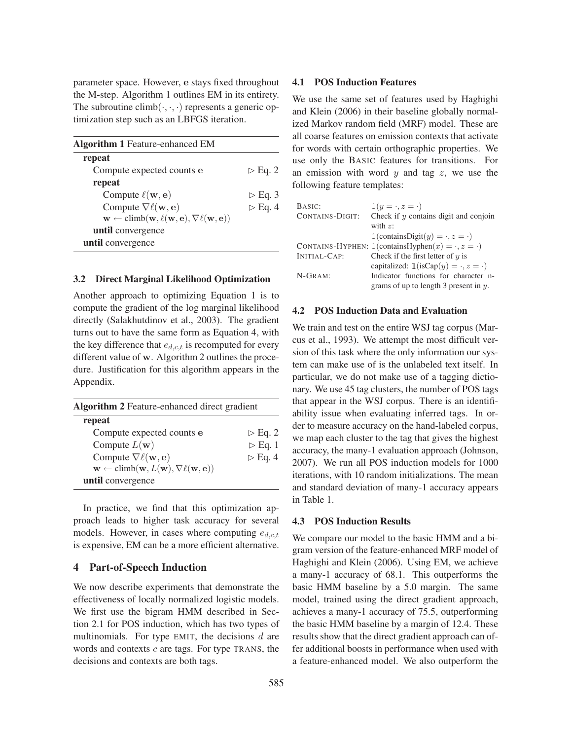parameter space. However, $\mathbf{e}$ stays fixed throughout the M-step. Algorithm 1 outlines EM in its entirety. The subroutine $\text{climb}(\cdot, \cdot, \cdot)$ represents a generic optimization step such as an LBFGS iteration.

**Algorithm 1** Feature-enhanced EM

```
repeat
    Compute expected counts e                    ▷ Eq. 2
    repeat
        Compute ℓ(w, e)                          ▷ Eq. 3
        Compute ∇ℓ(w, e)                         ▷ Eq. 4
        w ← climb(w, ℓ(w, e), ∇ℓ(w, e))
    until convergence
until convergence
```

### 3.2 Direct Marginal Likelihood Optimization

Another approach to optimizing Equation 1 is to compute the gradient of the log marginal likelihood directly (Salakhutdinov et al., 2003). The gradient turns out to have the same form as Equation 4, with the key difference that $e_{d,c,t}$ is recomputed for every different value of $\mathbf{w}$. Algorithm 2 outlines the procedure. Justification for this algorithm appears in the Appendix.

**Algorithm 2** Feature-enhanced direct gradient

```
repeat
    Compute expected counts e                    ▷ Eq. 2
    Compute L(w)                                 ▷ Eq. 1
    Compute ∇ℓ(w, e)                             ▷ Eq. 4
    w ← climb(w, L(w), ∇ℓ(w, e))
until convergence
```

In practice, we find that this optimization approach leads to higher task accuracy for several models. However, in cases where computing $e_{d,c,t}$ is expensive, EM can be a more efficient alternative.

## 4 Part-of-Speech Induction

We now describe experiments that demonstrate the effectiveness of locally normalized logistic models. We first use the bigram HMM described in Section 2.1 for POS induction, which has two types of multinomials. For type EMIT, the decisions $d$ are words and contexts $c$ are tags. For type TRANS, the decisions and contexts are both tags.

### 4.1 POS Induction Features

We use the same set of features used by Haghighi and Klein (2006) in their baseline globally normalized Markov random field (MRF) model. These are all coarse features on emission contexts that activate for words with certain orthographic properties. We use only the BASIC features for transitions. For an emission with word $y$ and tag $z$, we use the following feature templates:

| | |
|---|---|
| BASIC: | $\mathbb{1}(y = \cdot, z = \cdot)$ |
| CONTAINS-DIGIT: | Check if $y$ contains digit and conjoin with $z$: $\mathbb{1}(\text{containsDigit}(y) = \cdot, z = \cdot)$ |
| CONTAINS-HYPHEN: | $\mathbb{1}(\text{containsHyphen}(x) = \cdot, z = \cdot)$ |
| INITIAL-CAP: | Check if the first letter of $y$ is capitalized: $\mathbb{1}(\text{isCap}(y) = \cdot, z = \cdot)$ |
| N-GRAM: | Indicator functions for character n-grams of up to length 3 present in $y$. |

### 4.2 POS Induction Data and Evaluation

We train and test on the entire WSJ tag corpus (Marcus et al., 1993). We attempt the most difficult version of this task where the only information our system can make use of is the unlabeled text itself. In particular, we do not make use of a tagging dictionary. We use 45 tag clusters, the number of POS tags that appear in the WSJ corpus. There is an identifiability issue when evaluating inferred tags. In order to measure accuracy on the hand-labeled corpus, we map each cluster to the tag that gives the highest accuracy, the many-1 evaluation approach (Johnson, 2007). We run all POS induction models for 1000 iterations, with 10 random initializations. The mean and standard deviation of many-1 accuracy appears in Table 1.

### 4.3 POS Induction Results

We compare our model to the basic HMM and a bigram version of the feature-enhanced MRF model of Haghighi and Klein (2006). Using EM, we achieve a many-1 accuracy of 68.1. This outperforms the basic HMM baseline by a 5.0 margin. The same model, trained using the direct gradient approach, achieves a many-1 accuracy of 75.5, outperforming the basic HMM baseline by a margin of 12.4. These results show that the direct gradient approach can offer additional boosts in performance when used with a feature-enhanced model. We also outperform the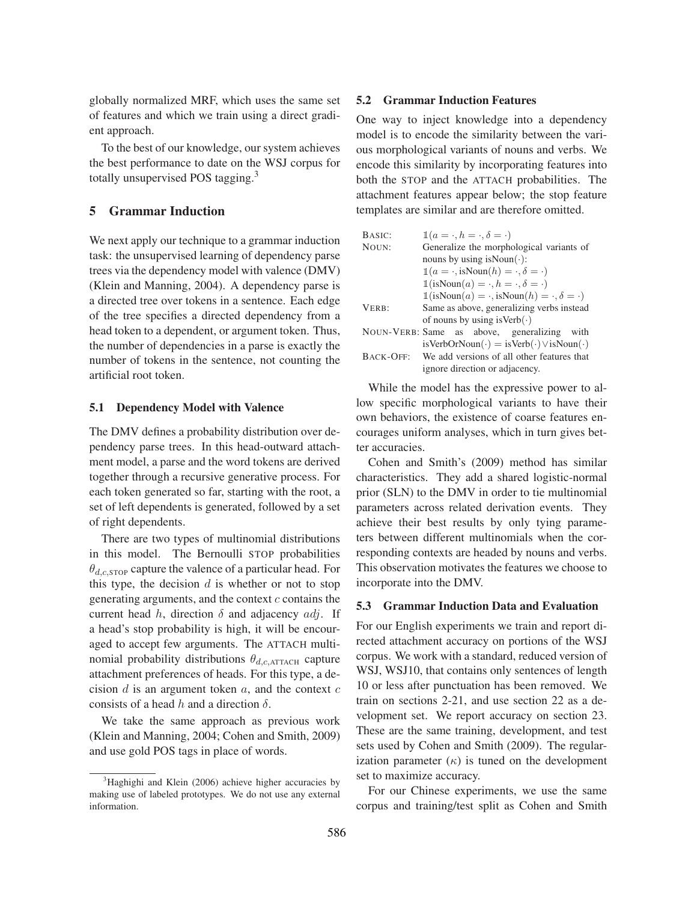globally normalized MRF, which uses the same set of features and which we train using a direct gradient approach.

To the best of our knowledge, our system achieves the best performance to date on the WSJ corpus for totally unsupervised POS tagging.[3]

## 5 Grammar Induction

We next apply our technique to a grammar induction task: the unsupervised learning of dependency parse trees via the dependency model with valence (DMV) (Klein and Manning, 2004). A dependency parse is a directed tree over tokens in a sentence. Each edge of the tree specifies a directed dependency from a head token to a dependent, or argument token. Thus, the number of dependencies in a parse is exactly the number of tokens in the sentence, not counting the artificial root token.

### 5.1 Dependency Model with Valence

The DMV defines a probability distribution over dependency parse trees. In this head-outward attachment model, a parse and the word tokens are derived together through a recursive generative process. For each token generated so far, starting with the root, a set of left dependents is generated, followed by a set of right dependents.

There are two types of multinomial distributions in this model. The Bernoulli STOP probabilities $\theta_{d,c,\text{STOP}}$ capture the valence of a particular head. For this type, the decision $d$ is whether or not to stop generating arguments, and the context $c$ contains the current head $h$, direction $\delta$ and adjacency $adj$. If a head's stop probability is high, it will be encouraged to accept few arguments. The ATTACH multinomial probability distributions $\theta_{d,c,\text{ATTACH}}$ capture attachment preferences of heads. For this type, a decision $d$ is an argument token $a$, and the context $c$ consists of a head $h$ and a direction $\delta$.

We take the same approach as previous work (Klein and Manning, 2004; Cohen and Smith, 2009) and use gold POS tags in place of words.

[3] Haghighi and Klein (2006) achieve higher accuracies by making use of labeled prototypes. We do not use any external information.

### 5.2 Grammar Induction Features

One way to inject knowledge into a dependency model is to encode the similarity between the various morphological variants of nouns and verbs. We encode this similarity by incorporating features into both the STOP and the ATTACH probabilities. The attachment features appear below; the stop feature templates are similar and are therefore omitted.

| | |
|---|---|
| BASIC: | $\mathbb{1}(a = \cdot, h = \cdot, \delta = \cdot)$ |
| NOUN: | Generalize the morphological variants of nouns by using isNoun($\cdot$): $\mathbb{1}(a = \cdot, \text{isNoun}(h) = \cdot, \delta = \cdot)$ $\mathbb{1}(\text{isNoun}(a) = \cdot, h = \cdot, \delta = \cdot)$ $\mathbb{1}(\text{isNoun}(a) = \cdot, \text{isNoun}(h) = \cdot, \delta = \cdot)$ |
| VERB: | Same as above, generalizing verbs instead of nouns by using isVerb($\cdot$) |
| NOUN-VERB: | Same as above, generalizing with $\text{isVerbOrNoun}(\cdot) = \text{isVerb}(\cdot) \vee \text{isNoun}(\cdot)$ |
| BACK-OFF: | We add versions of all other features that ignore direction or adjacency. |

While the model has the expressive power to allow specific morphological variants to have their own behaviors, the existence of coarse features encourages uniform analyses, which in turn gives better accuracies.

Cohen and Smith's (2009) method has similar characteristics. They add a shared logistic-normal prior (SLN) to the DMV in order to tie multinomial parameters across related derivation events. They achieve their best results by only tying parameters between different multinomials when the corresponding contexts are headed by nouns and verbs. This observation motivates the features we choose to incorporate into the DMV.

### 5.3 Grammar Induction Data and Evaluation

For our English experiments we train and report directed attachment accuracy on portions of the WSJ corpus. We work with a standard, reduced version of WSJ, WSJ10, that contains only sentences of length 10 or less after punctuation has been removed. We train on sections 2-21, and use section 22 as a development set. We report accuracy on section 23. These are the same training, development, and test sets used by Cohen and Smith (2009). The regularization parameter ($\kappa$) is tuned on the development set to maximize accuracy.

For our Chinese experiments, we use the same corpus and training/test split as Cohen and Smith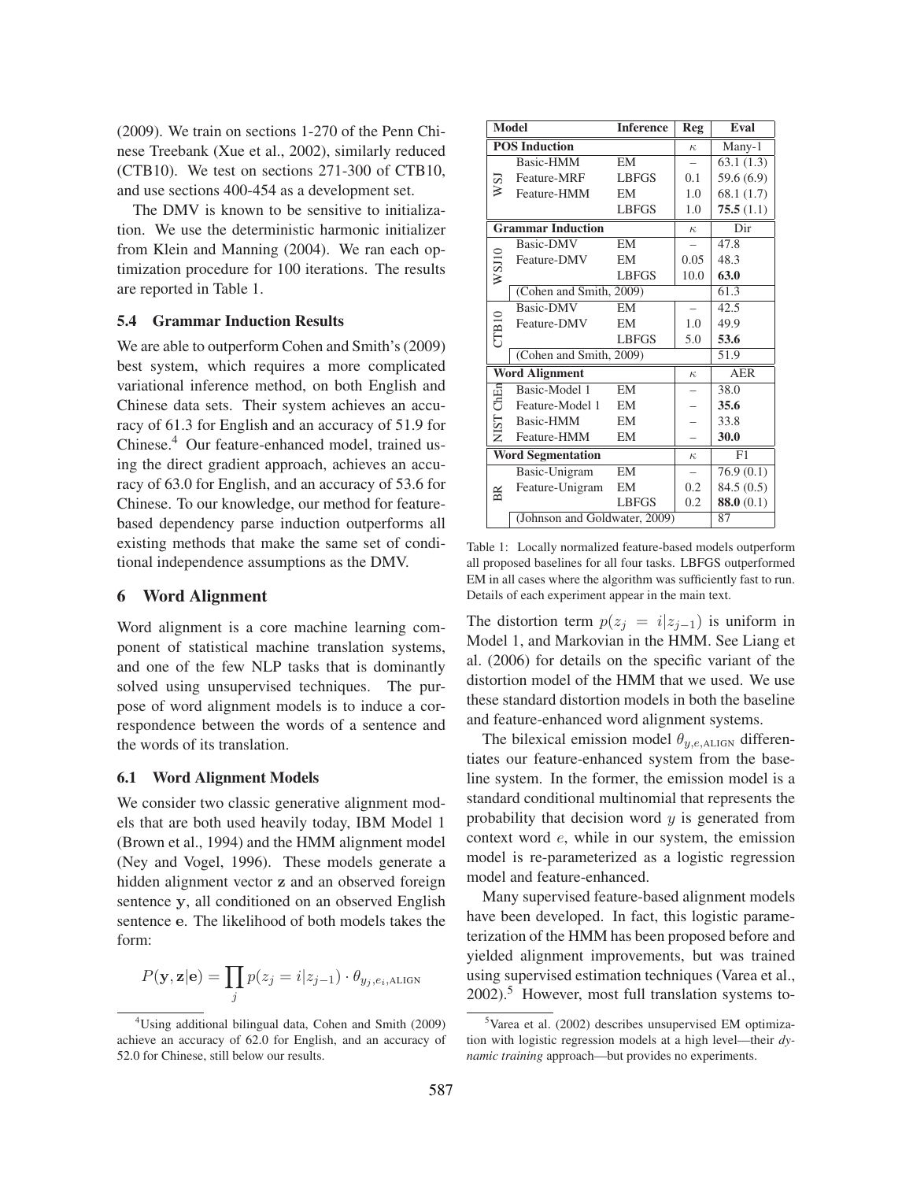(2009). We train on sections 1-270 of the Penn Chinese Treebank (Xue et al., 2002), similarly reduced (CTB10). We test on sections 271-300 of CTB10, and use sections 400-454 as a development set.

The DMV is known to be sensitive to initialization. We use the deterministic harmonic initializer from Klein and Manning (2004). We ran each optimization procedure for 100 iterations. The results are reported in Table 1.

### 5.4 Grammar Induction Results

We are able to outperform Cohen and Smith's (2009) best system, which requires a more complicated variational inference method, on both English and Chinese data sets. Their system achieves an accuracy of 61.3 for English and an accuracy of 51.9 for Chinese.[4] Our feature-enhanced model, trained using the direct gradient approach, achieves an accuracy of 63.0 for English, and an accuracy of 53.6 for Chinese. To our knowledge, our method for feature-based dependency parse induction outperforms all existing methods that make the same set of conditional independence assumptions as the DMV.

## 6 Word Alignment

Word alignment is a core machine learning component of statistical machine translation systems, and one of the few NLP tasks that is dominantly solved using unsupervised techniques. The purpose of word alignment models is to induce a correspondence between the words of a sentence and the words of its translation.

### 6.1 Word Alignment Models

We consider two classic generative alignment models that are both used heavily today, IBM Model 1 (Brown et al., 1994) and the HMM alignment model (Ney and Vogel, 1996). These models generate a hidden alignment vector $\mathbf{z}$ and an observed foreign sentence $\mathbf{y}$, all conditioned on an observed English sentence $\mathbf{e}$. The likelihood of both models takes the form:

$$P(\mathbf{y}, \mathbf{z}|\mathbf{e}) = \prod_j p(z_j = i|z_{j-1}) \cdot \theta_{y_j, e_i, \text{ALIGN}}$$

| | Model | Inference | Reg | Eval |
|---|---|---|---|---|
| **POS Induction** | | | $\kappa$ | Many-1 |
| WSJ | Basic-HMM | EM | – | 63.1 (1.3) |
| | Feature-MRF | LBFGS | 0.1 | 59.6 (6.9) |
| | Feature-HMM | EM | 1.0 | 68.1 (1.7) |
| | | LBFGS | 1.0 | **75.5** (1.1) |
| **Grammar Induction** | | | $\kappa$ | Dir |
| WSJ10 | Basic-DMV | EM | – | 47.8 |
| | Feature-DMV | EM | 0.05 | 48.3 |
| | | LBFGS | 10.0 | **63.0** |
| | (Cohen and Smith, 2009) | | | 61.3 |
| CTB10 | Basic-DMV | EM | – | 42.5 |
| | Feature-DMV | EM | 1.0 | 49.9 |
| | | LBFGS | 5.0 | **53.6** |
| | (Cohen and Smith, 2009) | | | 51.9 |
| **Word Alignment** | | | $\kappa$ | AER |
| NIST ChEn | Basic-Model 1 | EM | – | 38.0 |
| | Feature-Model 1 | EM | – | **35.6** |
| | Basic-HMM | EM | – | 33.8 |
| | Feature-HMM | EM | – | **30.0** |
| **Word Segmentation** | | | $\kappa$ | F1 |
| BR | Basic-Unigram | EM | – | 76.9 (0.1) |
| | Feature-Unigram | EM | 0.2 | 84.5 (0.5) |
| | | LBFGS | 0.2 | **88.0** (0.1) |
| | (Johnson and Goldwater, 2009) | | | 87 |

Table 1: Locally normalized feature-based models outperform all proposed baselines for all four tasks. LBFGS outperformed EM in all cases where the algorithm was sufficiently fast to run. Details of each experiment appear in the main text.

The distortion term $p(z_j = i|z_{j-1})$ is uniform in Model 1, and Markovian in the HMM. See Liang et al. (2006) for details on the specific variant of the distortion model of the HMM that we used. We use these standard distortion models in both the baseline and feature-enhanced word alignment systems.

The bilexical emission model $\theta_{y,e,\text{ALIGN}}$ differentiates our feature-enhanced system from the baseline system. In the former, the emission model is a standard conditional multinomial that represents the probability that decision word $y$ is generated from context word $e$, while in our system, the emission model is re-parameterized as a logistic regression model and feature-enhanced.

Many supervised feature-based alignment models have been developed. In fact, this logistic parameterization of the HMM has been proposed before and yielded alignment improvements, but was trained using supervised estimation techniques (Varea et al., 2002).[5] However, most full translation systems to-

[4] Using additional bilingual data, Cohen and Smith (2009) achieve an accuracy of 62.0 for English, and an accuracy of 52.0 for Chinese, still below our results.

[5] Varea et al. (2002) describes unsupervised EM optimization with logistic regression models at a high level—their *dynamic training* approach—but provides no experiments.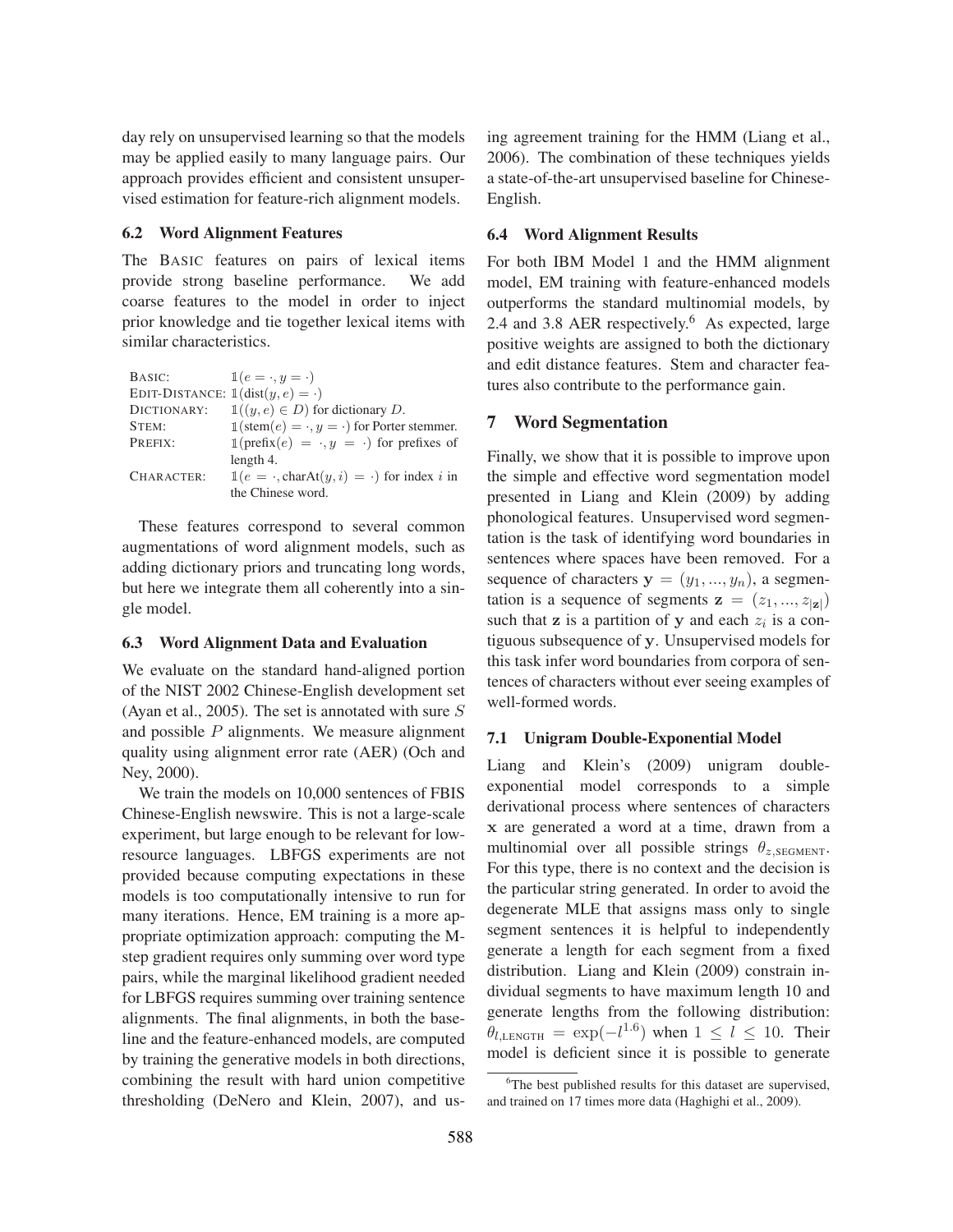day rely on unsupervised learning so that the models may be applied easily to many language pairs. Our approach provides efficient and consistent unsupervised estimation for feature-rich alignment models.

### 6.2 Word Alignment Features

The BASIC features on pairs of lexical items provide strong baseline performance. We add coarse features to the model in order to inject prior knowledge and tie together lexical items with similar characteristics.

| | |
|---|---|
| BASIC: | $\mathbb{1}(e = \cdot, y = \cdot)$ |
| EDIT-DISTANCE: | $\mathbb{1}(\text{dist}(y, e) = \cdot)$ |
| DICTIONARY: | $\mathbb{1}((y, e) \in D)$ for dictionary $D$. |
| STEM: | $\mathbb{1}(\text{stem}(e) = \cdot, y = \cdot)$ for Porter stemmer. |
| PREFIX: | $\mathbb{1}(\text{prefix}(e) = \cdot, y = \cdot)$ for prefixes of length 4. |
| CHARACTER: | $\mathbb{1}(e = \cdot, \text{charAt}(y, i) = \cdot)$ for index $i$ in the Chinese word. |

These features correspond to several common augmentations of word alignment models, such as adding dictionary priors and truncating long words, but here we integrate them all coherently into a single model.

### 6.3 Word Alignment Data and Evaluation

We evaluate on the standard hand-aligned portion of the NIST 2002 Chinese-English development set (Ayan et al., 2005). The set is annotated with sure $S$ and possible $P$ alignments. We measure alignment quality using alignment error rate (AER) (Och and Ney, 2000).

We train the models on 10,000 sentences of FBIS Chinese-English newswire. This is not a large-scale experiment, but large enough to be relevant for low-resource languages. LBFGS experiments are not provided because computing expectations in these models is too computationally intensive to run for many iterations. Hence, EM training is a more appropriate optimization approach: computing the M-step gradient requires only summing over word type pairs, while the marginal likelihood gradient needed for LBFGS requires summing over training sentence alignments. The final alignments, in both the baseline and the feature-enhanced models, are computed by training the generative models in both directions, combining the result with hard union competitive thresholding (DeNero and Klein, 2007), and using agreement training for the HMM (Liang et al., 2006). The combination of these techniques yields a state-of-the-art unsupervised baseline for Chinese-English.

### 6.4 Word Alignment Results

For both IBM Model 1 and the HMM alignment model, EM training with feature-enhanced models outperforms the standard multinomial models, by 2.4 and 3.8 AER respectively.[6] As expected, large positive weights are assigned to both the dictionary and edit distance features. Stem and character features also contribute to the performance gain.

## 7 Word Segmentation

Finally, we show that it is possible to improve upon the simple and effective word segmentation model presented in Liang and Klein (2009) by adding phonological features. Unsupervised word segmentation is the task of identifying word boundaries in sentences where spaces have been removed. For a sequence of characters $\mathbf{y} = (y_1, ..., y_n)$, a segmentation is a sequence of segments $\mathbf{z} = (z_1, ..., z_{|\mathbf{z}|})$ such that $\mathbf{z}$ is a partition of $\mathbf{y}$ and each $z_i$ is a contiguous subsequence of $\mathbf{y}$. Unsupervised models for this task infer word boundaries from corpora of sentences of characters without ever seeing examples of well-formed words.

### 7.1 Unigram Double-Exponential Model

Liang and Klein's (2009) unigram double-exponential model corresponds to a simple derivational process where sentences of characters $\mathbf{x}$ are generated a word at a time, drawn from a multinomial over all possible strings $\theta_{z,\text{SEGMENT}}$. For this type, there is no context and the decision is the particular string generated. In order to avoid the degenerate MLE that assigns mass only to single segment sentences it is helpful to independently generate a length for each segment from a fixed distribution. Liang and Klein (2009) constrain individual segments to have maximum length 10 and generate lengths from the following distribution: $\theta_{l,\text{LENGTH}} = \exp(-l^{1.6})$ when $1 \leq l \leq 10$. Their model is deficient since it is possible to generate

[6] The best published results for this dataset are supervised, and trained on 17 times more data (Haghighi et al., 2009).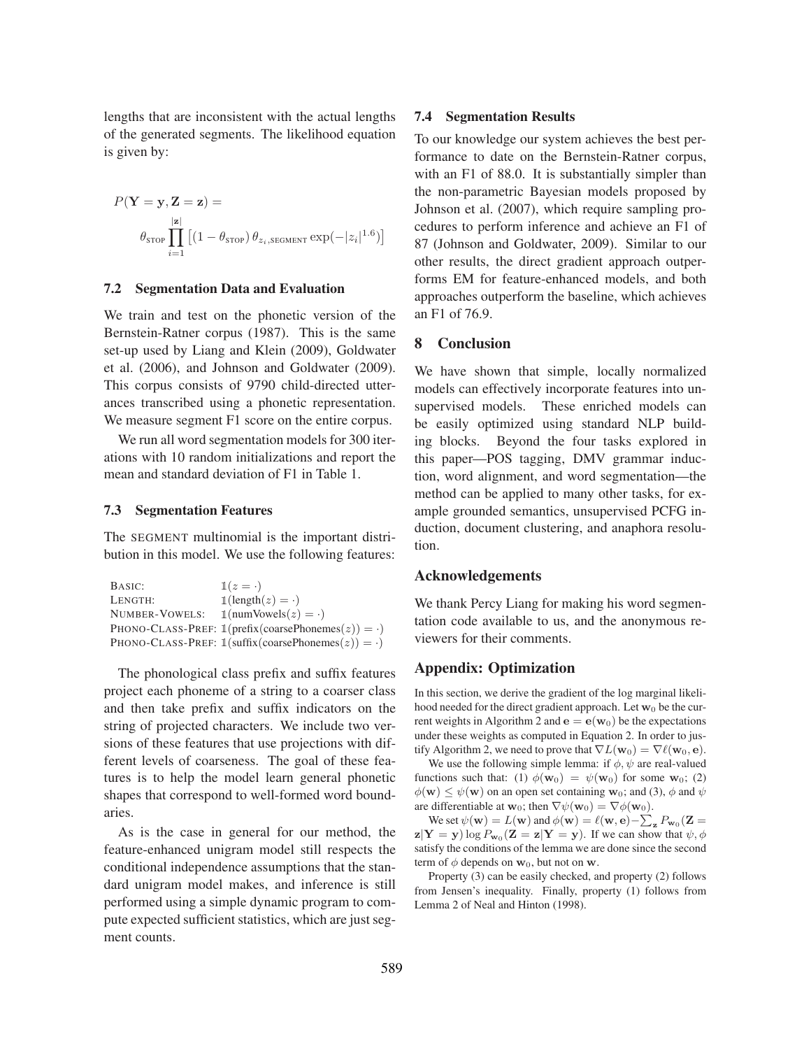lengths that are inconsistent with the actual lengths of the generated segments. The likelihood equation is given by:

$$P(\mathbf{Y} = \mathbf{y}, \mathbf{Z} = \mathbf{z}) = \theta_{\text{STOP}} \prod_{i=1}^{|\mathbf{z}|} \left[ (1 - \theta_{\text{STOP}}) \, \theta_{z_i, \text{SEGMENT}} \exp(-|z_i|^{1.6}) \right]$$

### 7.2 Segmentation Data and Evaluation

We train and test on the phonetic version of the Bernstein-Ratner corpus (1987). This is the same set-up used by Liang and Klein (2009), Goldwater et al. (2006), and Johnson and Goldwater (2009). This corpus consists of 9790 child-directed utterances transcribed using a phonetic representation. We measure segment F1 score on the entire corpus.

We run all word segmentation models for 300 iterations with 10 random initializations and report the mean and standard deviation of F1 in Table 1.

### 7.3 Segmentation Features

The SEGMENT multinomial is the important distribution in this model. We use the following features:

| | |
|---|---|
| BASIC: | $\mathbb{1}(z = \cdot)$ |
| LENGTH: | $\mathbb{1}(\text{length}(z) = \cdot)$ |
| NUMBER-VOWELS: | $\mathbb{1}(\text{numVowels}(z) = \cdot)$ |
| PHONO-CLASS-PREF: | $\mathbb{1}(\text{prefix}(\text{coarsePhonemes}(z)) = \cdot)$ |
| PHONO-CLASS-PREF: | $\mathbb{1}(\text{suffix}(\text{coarsePhonemes}(z)) = \cdot)$ |

The phonological class prefix and suffix features project each phoneme of a string to a coarser class and then take prefix and suffix indicators on the string of projected characters. We include two versions of these features that use projections with different levels of coarseness. The goal of these features is to help the model learn general phonetic shapes that correspond to well-formed word boundaries.

As is the case in general for our method, the feature-enhanced unigram model still respects the conditional independence assumptions that the standard unigram model makes, and inference is still performed using a simple dynamic program to compute expected sufficient statistics, which are just segment counts.

### 7.4 Segmentation Results

To our knowledge our system achieves the best performance to date on the Bernstein-Ratner corpus, with an F1 of 88.0. It is substantially simpler than the non-parametric Bayesian models proposed by Johnson et al. (2007), which require sampling procedures to perform inference and achieve an F1 of 87 (Johnson and Goldwater, 2009). Similar to our other results, the direct gradient approach outperforms EM for feature-enhanced models, and both approaches outperform the baseline, which achieves an F1 of 76.9.

## 8 Conclusion

We have shown that simple, locally normalized models can effectively incorporate features into unsupervised models. These enriched models can be easily optimized using standard NLP building blocks. Beyond the four tasks explored in this paper—POS tagging, DMV grammar induction, word alignment, and word segmentation—the method can be applied to many other tasks, for example grounded semantics, unsupervised PCFG induction, document clustering, and anaphora resolution.

## Acknowledgements

We thank Percy Liang for making his word segmentation code available to us, and the anonymous reviewers for their comments.

## Appendix: Optimization

In this section, we derive the gradient of the log marginal likelihood needed for the direct gradient approach. Let $\mathbf{w}_0$ be the current weights in Algorithm 2 and $\mathbf{e} = \mathbf{e}(\mathbf{w}_0)$ be the expectations under these weights as computed in Equation 2. In order to justify Algorithm 2, we need to prove that $\nabla L(\mathbf{w}_0) = \nabla \ell(\mathbf{w}_0, \mathbf{e})$.

We use the following simple lemma: if $\phi, \psi$ are real-valued functions such that: (1) $\phi(\mathbf{w}_0) = \psi(\mathbf{w}_0)$ for some $\mathbf{w}_0$; (2) $\phi(\mathbf{w}) \leq \psi(\mathbf{w})$ on an open set containing $\mathbf{w}_0$; and (3), $\phi$ and $\psi$ are differentiable at $\mathbf{w}_0$; then $\nabla \psi(\mathbf{w}_0) = \nabla \phi(\mathbf{w}_0)$.

We set $\psi(\mathbf{w}) = L(\mathbf{w})$ and $\phi(\mathbf{w}) = \ell(\mathbf{w}, \mathbf{e}) - \sum_{\mathbf{z}} P_{\mathbf{w}_0}(\mathbf{Z} = \mathbf{z}|\mathbf{Y} = \mathbf{y}) \log P_{\mathbf{w}_0}(\mathbf{Z} = \mathbf{z}|\mathbf{Y} = \mathbf{y})$. If we can show that $\psi, \phi$ satisfy the conditions of the lemma we are done since the second term of $\phi$ depends on $\mathbf{w}_0$, but not on $\mathbf{w}$.

Property (3) can be easily checked, and property (2) follows from Jensen's inequality. Finally, property (1) follows from Lemma 2 of Neal and Hinton (1998).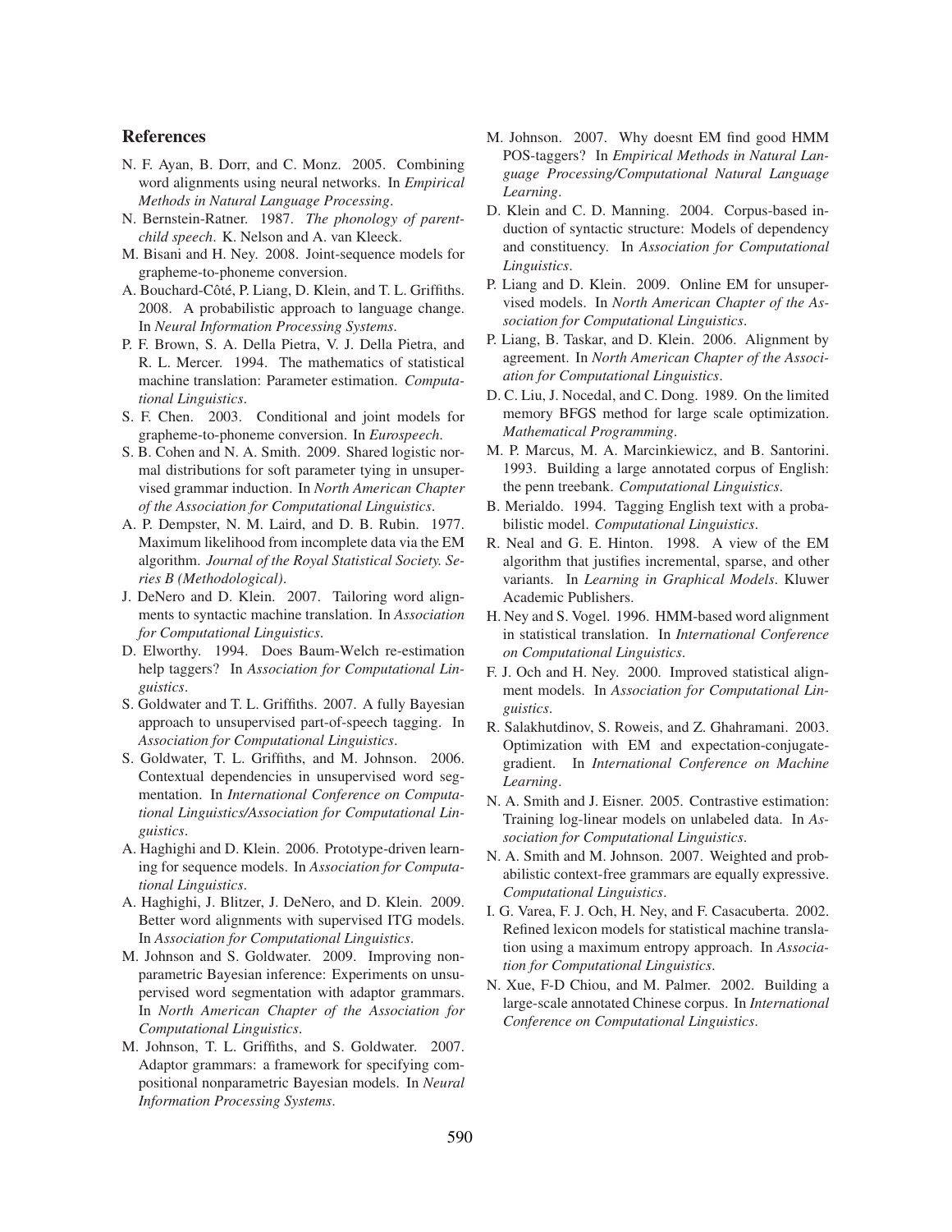## References

N. F. Ayan, B. Dorr, and C. Monz. 2005. Combining word alignments using neural networks. In *Empirical Methods in Natural Language Processing*.

N. Bernstein-Ratner. 1987. *The phonology of parent-child speech*. K. Nelson and A. van Kleeck.

M. Bisani and H. Ney. 2008. Joint-sequence models for grapheme-to-phoneme conversion.

A. Bouchard-Côté, P. Liang, D. Klein, and T. L. Griffiths. 2008. A probabilistic approach to language change. In *Neural Information Processing Systems*.

P. F. Brown, S. A. Della Pietra, V. J. Della Pietra, and R. L. Mercer. 1994. The mathematics of statistical machine translation: Parameter estimation. *Computational Linguistics*.

S. F. Chen. 2003. Conditional and joint models for grapheme-to-phoneme conversion. In *Eurospeech*.

S. B. Cohen and N. A. Smith. 2009. Shared logistic normal distributions for soft parameter tying in unsupervised grammar induction. In *North American Chapter of the Association for Computational Linguistics*.

A. P. Dempster, N. M. Laird, and D. B. Rubin. 1977. Maximum likelihood from incomplete data via the EM algorithm. *Journal of the Royal Statistical Society. Series B (Methodological)*.

J. DeNero and D. Klein. 2007. Tailoring word alignments to syntactic machine translation. In *Association for Computational Linguistics*.

D. Elworthy. 1994. Does Baum-Welch re-estimation help taggers? In *Association for Computational Linguistics*.

S. Goldwater and T. L. Griffiths. 2007. A fully Bayesian approach to unsupervised part-of-speech tagging. In *Association for Computational Linguistics*.

S. Goldwater, T. L. Griffiths, and M. Johnson. 2006. Contextual dependencies in unsupervised word segmentation. In *International Conference on Computational Linguistics/Association for Computational Linguistics*.

A. Haghighi and D. Klein. 2006. Prototype-driven learning for sequence models. In *Association for Computational Linguistics*.

A. Haghighi, J. Blitzer, J. DeNero, and D. Klein. 2009. Better word alignments with supervised ITG models. In *Association for Computational Linguistics*.

M. Johnson and S. Goldwater. 2009. Improving nonparametric Bayesian inference: Experiments on unsupervised word segmentation with adaptor grammars. In *North American Chapter of the Association for Computational Linguistics*.

M. Johnson, T. L. Griffiths, and S. Goldwater. 2007. Adaptor grammars: a framework for specifying compositional nonparametric Bayesian models. In *Neural Information Processing Systems*.

M. Johnson. 2007. Why doesnt EM find good HMM POS-taggers? In *Empirical Methods in Natural Language Processing/Computational Natural Language Learning*.

D. Klein and C. D. Manning. 2004. Corpus-based induction of syntactic structure: Models of dependency and constituency. In *Association for Computational Linguistics*.

P. Liang and D. Klein. 2009. Online EM for unsupervised models. In *North American Chapter of the Association for Computational Linguistics*.

P. Liang, B. Taskar, and D. Klein. 2006. Alignment by agreement. In *North American Chapter of the Association for Computational Linguistics*.

D. C. Liu, J. Nocedal, and C. Dong. 1989. On the limited memory BFGS method for large scale optimization. *Mathematical Programming*.

M. P. Marcus, M. A. Marcinkiewicz, and B. Santorini. 1993. Building a large annotated corpus of English: the penn treebank. *Computational Linguistics*.

B. Merialdo. 1994. Tagging English text with a probabilistic model. *Computational Linguistics*.

R. Neal and G. E. Hinton. 1998. A view of the EM algorithm that justifies incremental, sparse, and other variants. In *Learning in Graphical Models*. Kluwer Academic Publishers.

H. Ney and S. Vogel. 1996. HMM-based word alignment in statistical translation. In *International Conference on Computational Linguistics*.

F. J. Och and H. Ney. 2000. Improved statistical alignment models. In *Association for Computational Linguistics*.

R. Salakhutdinov, S. Roweis, and Z. Ghahramani. 2003. Optimization with EM and expectation-conjugate-gradient. In *International Conference on Machine Learning*.

N. A. Smith and J. Eisner. 2005. Contrastive estimation: Training log-linear models on unlabeled data. In *Association for Computational Linguistics*.

N. A. Smith and M. Johnson. 2007. Weighted and probabilistic context-free grammars are equally expressive. *Computational Linguistics*.

I. G. Varea, F. J. Och, H. Ney, and F. Casacuberta. 2002. Refined lexicon models for statistical machine translation using a maximum entropy approach. In *Association for Computational Linguistics*.

N. Xue, F-D Chiou, and M. Palmer. 2002. Building a large-scale annotated Chinese corpus. In *International Conference on Computational Linguistics*.